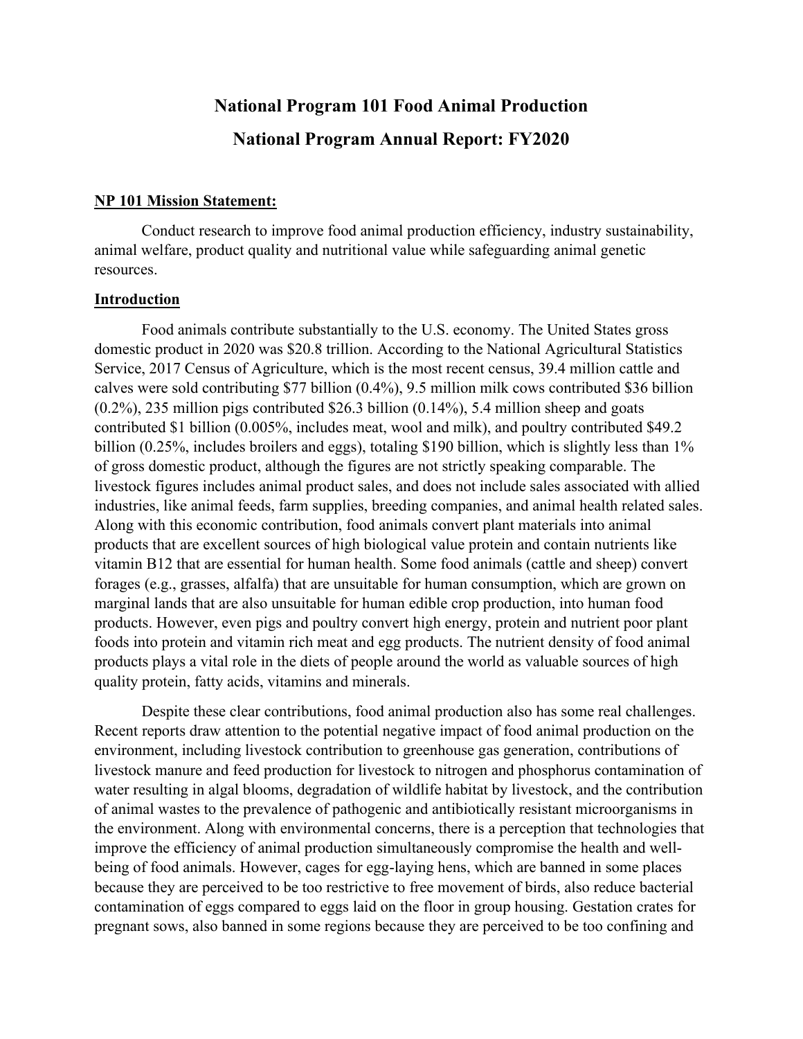# National Program 101 Food Animal Production

# National Program Annual Report: FY2020

## NP 101 Mission Statement:

Conduct research to improve food animal production efficiency, industry sustainability, animal welfare, product quality and nutritional value while safeguarding animal genetic resources.

## Introduction

Food animals contribute substantially to the U.S. economy. The United States gross domestic product in 2020 was $20.8 trillion. According to the National Agricultural Statistics Service, 2017 Census of Agriculture, which is the most recent census, 39.4 million cattle and calves were sold contributing $77 billion (0.4%), 9.5 million milk cows contributed $36 billion (0.2%), 235 million pigs contributed $26.3 billion (0.14%), 5.4 million sheep and goats contributed $1 billion (0.005%, includes meat, wool and milk), and poultry contributed $49.2 billion (0.25%, includes broilers and eggs), totaling $190 billion, which is slightly less than 1% of gross domestic product, although the figures are not strictly speaking comparable. The livestock figures includes animal product sales, and does not include sales associated with allied industries, like animal feeds, farm supplies, breeding companies, and animal health related sales. Along with this economic contribution, food animals convert plant materials into animal products that are excellent sources of high biological value protein and contain nutrients like vitamin B12 that are essential for human health. Some food animals (cattle and sheep) convert forages (e.g., grasses, alfalfa) that are unsuitable for human consumption, which are grown on marginal lands that are also unsuitable for human edible crop production, into human food products. However, even pigs and poultry convert high energy, protein and nutrient poor plant foods into protein and vitamin rich meat and egg products. The nutrient density of food animal products plays a vital role in the diets of people around the world as valuable sources of high quality protein, fatty acids, vitamins and minerals.

Despite these clear contributions, food animal production also has some real challenges. Recent reports draw attention to the potential negative impact of food animal production on the environment, including livestock contribution to greenhouse gas generation, contributions of livestock manure and feed production for livestock to nitrogen and phosphorus contamination of water resulting in algal blooms, degradation of wildlife habitat by livestock, and the contribution of animal wastes to the prevalence of pathogenic and antibiotically resistant microorganisms in the environment. Along with environmental concerns, there is a perception that technologies that improve the efficiency of animal production simultaneously compromise the health and well-being of food animals. However, cages for egg-laying hens, which are banned in some places because they are perceived to be too restrictive to free movement of birds, also reduce bacterial contamination of eggs compared to eggs laid on the floor in group housing. Gestation crates for pregnant sows, also banned in some regions because they are perceived to be too confining and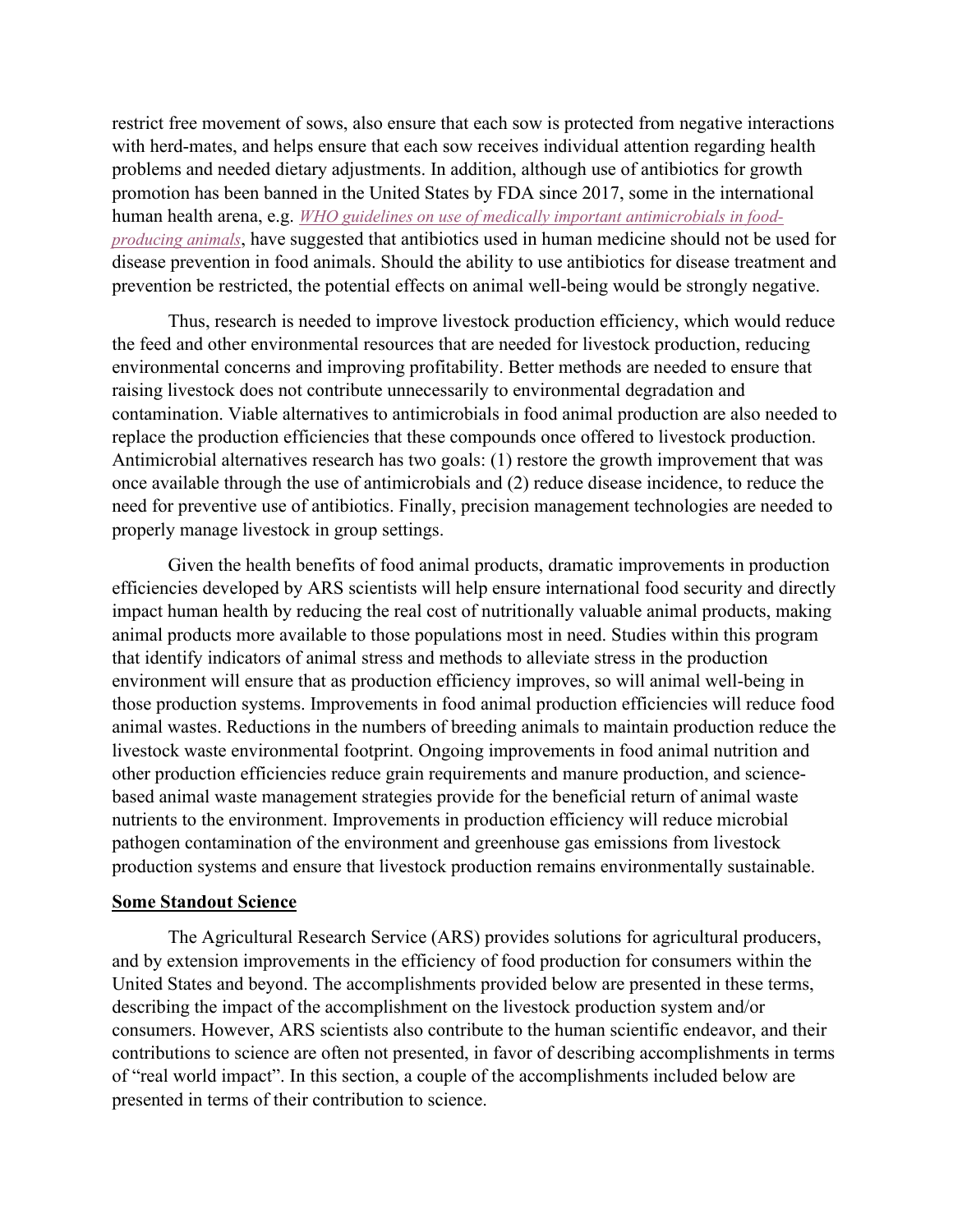restrict free movement of sows, also ensure that each sow is protected from negative interactions with herd-mates, and helps ensure that each sow receives individual attention regarding health problems and needed dietary adjustments. In addition, although use of antibiotics for growth promotion has been banned in the United States by FDA since 2017, some in the international human health arena, e.g. *WHO guidelines on use of medically important antimicrobials in food-producing animals*, have suggested that antibiotics used in human medicine should not be used for disease prevention in food animals. Should the ability to use antibiotics for disease treatment and prevention be restricted, the potential effects on animal well-being would be strongly negative.

Thus, research is needed to improve livestock production efficiency, which would reduce the feed and other environmental resources that are needed for livestock production, reducing environmental concerns and improving profitability. Better methods are needed to ensure that raising livestock does not contribute unnecessarily to environmental degradation and contamination. Viable alternatives to antimicrobials in food animal production are also needed to replace the production efficiencies that these compounds once offered to livestock production. Antimicrobial alternatives research has two goals: (1) restore the growth improvement that was once available through the use of antimicrobials and (2) reduce disease incidence, to reduce the need for preventive use of antibiotics. Finally, precision management technologies are needed to properly manage livestock in group settings.

Given the health benefits of food animal products, dramatic improvements in production efficiencies developed by ARS scientists will help ensure international food security and directly impact human health by reducing the real cost of nutritionally valuable animal products, making animal products more available to those populations most in need. Studies within this program that identify indicators of animal stress and methods to alleviate stress in the production environment will ensure that as production efficiency improves, so will animal well-being in those production systems. Improvements in food animal production efficiencies will reduce food animal wastes. Reductions in the numbers of breeding animals to maintain production reduce the livestock waste environmental footprint. Ongoing improvements in food animal nutrition and other production efficiencies reduce grain requirements and manure production, and science-based animal waste management strategies provide for the beneficial return of animal waste nutrients to the environment. Improvements in production efficiency will reduce microbial pathogen contamination of the environment and greenhouse gas emissions from livestock production systems and ensure that livestock production remains environmentally sustainable.

## Some Standout Science

The Agricultural Research Service (ARS) provides solutions for agricultural producers, and by extension improvements in the efficiency of food production for consumers within the United States and beyond. The accomplishments provided below are presented in these terms, describing the impact of the accomplishment on the livestock production system and/or consumers. However, ARS scientists also contribute to the human scientific endeavor, and their contributions to science are often not presented, in favor of describing accomplishments in terms of "real world impact". In this section, a couple of the accomplishments included below are presented in terms of their contribution to science.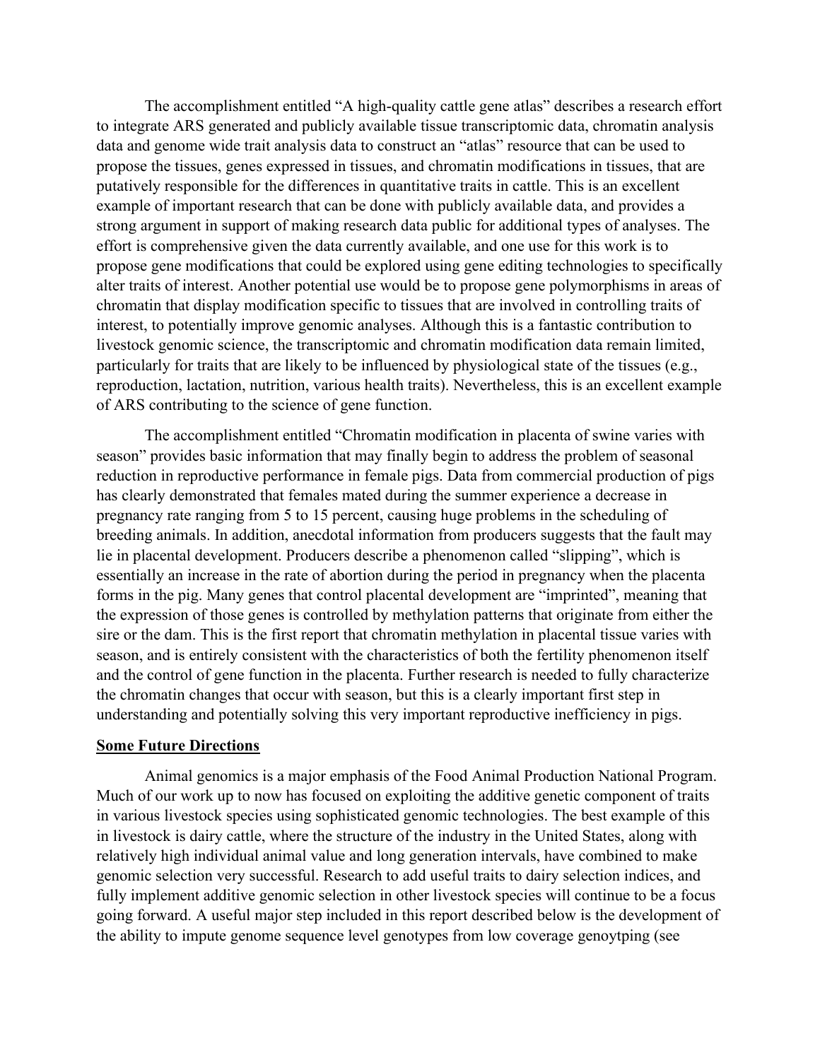The accomplishment entitled "A high-quality cattle gene atlas" describes a research effort to integrate ARS generated and publicly available tissue transcriptomic data, chromatin analysis data and genome wide trait analysis data to construct an "atlas" resource that can be used to propose the tissues, genes expressed in tissues, and chromatin modifications in tissues, that are putatively responsible for the differences in quantitative traits in cattle. This is an excellent example of important research that can be done with publicly available data, and provides a strong argument in support of making research data public for additional types of analyses. The effort is comprehensive given the data currently available, and one use for this work is to propose gene modifications that could be explored using gene editing technologies to specifically alter traits of interest. Another potential use would be to propose gene polymorphisms in areas of chromatin that display modification specific to tissues that are involved in controlling traits of interest, to potentially improve genomic analyses. Although this is a fantastic contribution to livestock genomic science, the transcriptomic and chromatin modification data remain limited, particularly for traits that are likely to be influenced by physiological state of the tissues (e.g., reproduction, lactation, nutrition, various health traits). Nevertheless, this is an excellent example of ARS contributing to the science of gene function.

The accomplishment entitled "Chromatin modification in placenta of swine varies with season" provides basic information that may finally begin to address the problem of seasonal reduction in reproductive performance in female pigs. Data from commercial production of pigs has clearly demonstrated that females mated during the summer experience a decrease in pregnancy rate ranging from 5 to 15 percent, causing huge problems in the scheduling of breeding animals. In addition, anecdotal information from producers suggests that the fault may lie in placental development. Producers describe a phenomenon called "slipping", which is essentially an increase in the rate of abortion during the period in pregnancy when the placenta forms in the pig. Many genes that control placental development are "imprinted", meaning that the expression of those genes is controlled by methylation patterns that originate from either the sire or the dam. This is the first report that chromatin methylation in placental tissue varies with season, and is entirely consistent with the characteristics of both the fertility phenomenon itself and the control of gene function in the placenta. Further research is needed to fully characterize the chromatin changes that occur with season, but this is a clearly important first step in understanding and potentially solving this very important reproductive inefficiency in pigs.

## Some Future Directions

Animal genomics is a major emphasis of the Food Animal Production National Program. Much of our work up to now has focused on exploiting the additive genetic component of traits in various livestock species using sophisticated genomic technologies. The best example of this in livestock is dairy cattle, where the structure of the industry in the United States, along with relatively high individual animal value and long generation intervals, have combined to make genomic selection very successful. Research to add useful traits to dairy selection indices, and fully implement additive genomic selection in other livestock species will continue to be a focus going forward. A useful major step included in this report described below is the development of the ability to impute genome sequence level genotypes from low coverage genoytping (see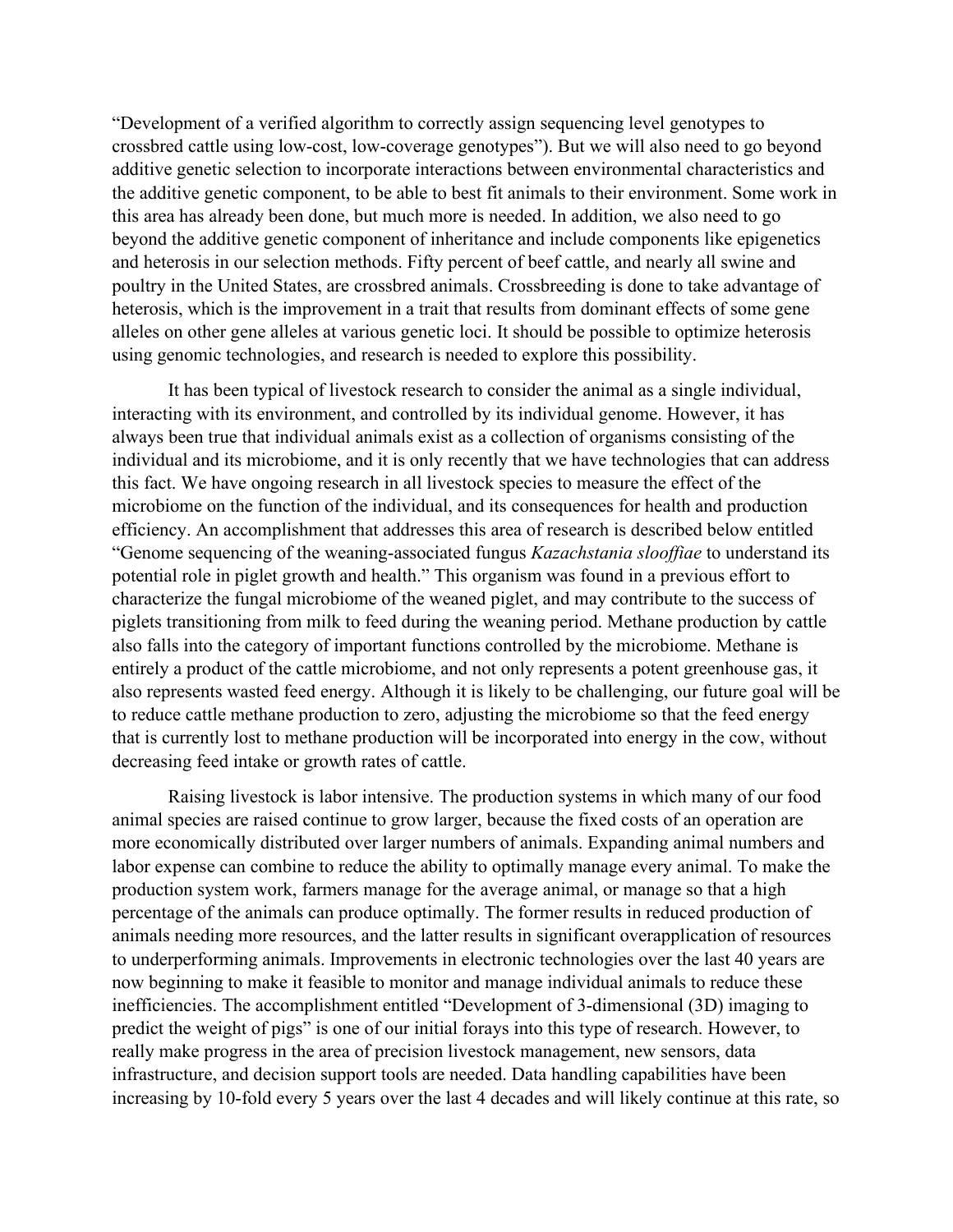“Development of a verified algorithm to correctly assign sequencing level genotypes to crossbred cattle using low-cost, low-coverage genotypes”). But we will also need to go beyond additive genetic selection to incorporate interactions between environmental characteristics and the additive genetic component, to be able to best fit animals to their environment. Some work in this area has already been done, but much more is needed. In addition, we also need to go beyond the additive genetic component of inheritance and include components like epigenetics and heterosis in our selection methods. Fifty percent of beef cattle, and nearly all swine and poultry in the United States, are crossbred animals. Crossbreeding is done to take advantage of heterosis, which is the improvement in a trait that results from dominant effects of some gene alleles on other gene alleles at various genetic loci. It should be possible to optimize heterosis using genomic technologies, and research is needed to explore this possibility.

It has been typical of livestock research to consider the animal as a single individual, interacting with its environment, and controlled by its individual genome. However, it has always been true that individual animals exist as a collection of organisms consisting of the individual and its microbiome, and it is only recently that we have technologies that can address this fact. We have ongoing research in all livestock species to measure the effect of the microbiome on the function of the individual, and its consequences for health and production efficiency. An accomplishment that addresses this area of research is described below entitled “Genome sequencing of the weaning-associated fungus *Kazachstania slooffiae* to understand its potential role in piglet growth and health.” This organism was found in a previous effort to characterize the fungal microbiome of the weaned piglet, and may contribute to the success of piglets transitioning from milk to feed during the weaning period. Methane production by cattle also falls into the category of important functions controlled by the microbiome. Methane is entirely a product of the cattle microbiome, and not only represents a potent greenhouse gas, it also represents wasted feed energy. Although it is likely to be challenging, our future goal will be to reduce cattle methane production to zero, adjusting the microbiome so that the feed energy that is currently lost to methane production will be incorporated into energy in the cow, without decreasing feed intake or growth rates of cattle.

Raising livestock is labor intensive. The production systems in which many of our food animal species are raised continue to grow larger, because the fixed costs of an operation are more economically distributed over larger numbers of animals. Expanding animal numbers and labor expense can combine to reduce the ability to optimally manage every animal. To make the production system work, farmers manage for the average animal, or manage so that a high percentage of the animals can produce optimally. The former results in reduced production of animals needing more resources, and the latter results in significant overapplication of resources to underperforming animals. Improvements in electronic technologies over the last 40 years are now beginning to make it feasible to monitor and manage individual animals to reduce these inefficiencies. The accomplishment entitled “Development of 3-dimensional (3D) imaging to predict the weight of pigs” is one of our initial forays into this type of research. However, to really make progress in the area of precision livestock management, new sensors, data infrastructure, and decision support tools are needed. Data handling capabilities have been increasing by 10-fold every 5 years over the last 4 decades and will likely continue at this rate, so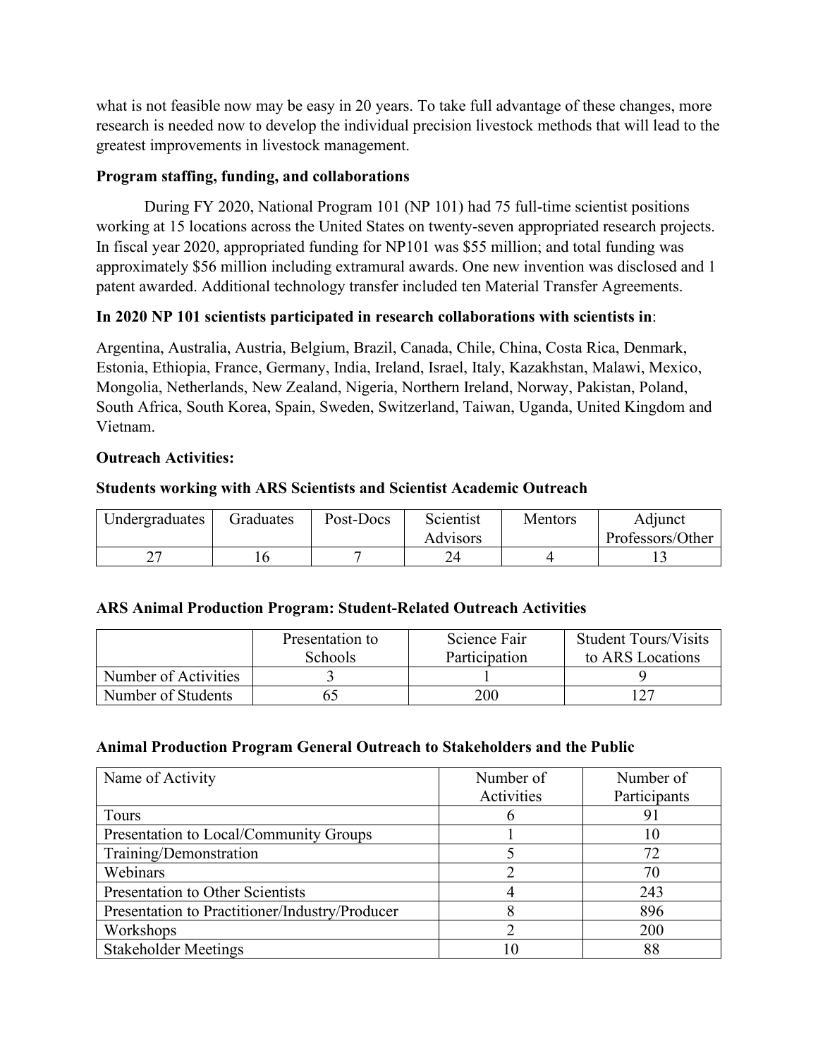what is not feasible now may be easy in 20 years. To take full advantage of these changes, more research is needed now to develop the individual precision livestock methods that will lead to the greatest improvements in livestock management.

**Program staffing, funding, and collaborations**

During FY 2020, National Program 101 (NP 101) had 75 full-time scientist positions working at 15 locations across the United States on twenty-seven appropriated research projects. In fiscal year 2020, appropriated funding for NP101 was $55 million; and total funding was approximately $56 million including extramural awards. One new invention was disclosed and 1 patent awarded. Additional technology transfer included ten Material Transfer Agreements.

**In 2020 NP 101 scientists participated in research collaborations with scientists in**:

Argentina, Australia, Austria, Belgium, Brazil, Canada, Chile, China, Costa Rica, Denmark, Estonia, Ethiopia, France, Germany, India, Ireland, Israel, Italy, Kazakhstan, Malawi, Mexico, Mongolia, Netherlands, New Zealand, Nigeria, Northern Ireland, Norway, Pakistan, Poland, South Africa, South Korea, Spain, Sweden, Switzerland, Taiwan, Uganda, United Kingdom and Vietnam.

**Outreach Activities:**

**Students working with ARS Scientists and Scientist Academic Outreach**

| Undergraduates | Graduates | Post-Docs | Scientist Advisors | Mentors | Adjunct Professors/Other |
|---|---|---|---|---|---|
| 27 | 16 | 7 | 24 | 4 | 13 |

**ARS Animal Production Program: Student-Related Outreach Activities**

| | Presentation to Schools | Science Fair Participation | Student Tours/Visits to ARS Locations |
|---|---|---|---|
| Number of Activities | 3 | 1 | 9 |
| Number of Students | 65 | 200 | 127 |

**Animal Production Program General Outreach to Stakeholders and the Public**

| Name of Activity | Number of Activities | Number of Participants |
|---|---|---|
| Tours | 6 | 91 |
| Presentation to Local/Community Groups | 1 | 10 |
| Training/Demonstration | 5 | 72 |
| Webinars | 2 | 70 |
| Presentation to Other Scientists | 4 | 243 |
| Presentation to Practitioner/Industry/Producer | 8 | 896 |
| Workshops | 2 | 200 |
| Stakeholder Meetings | 10 | 88 |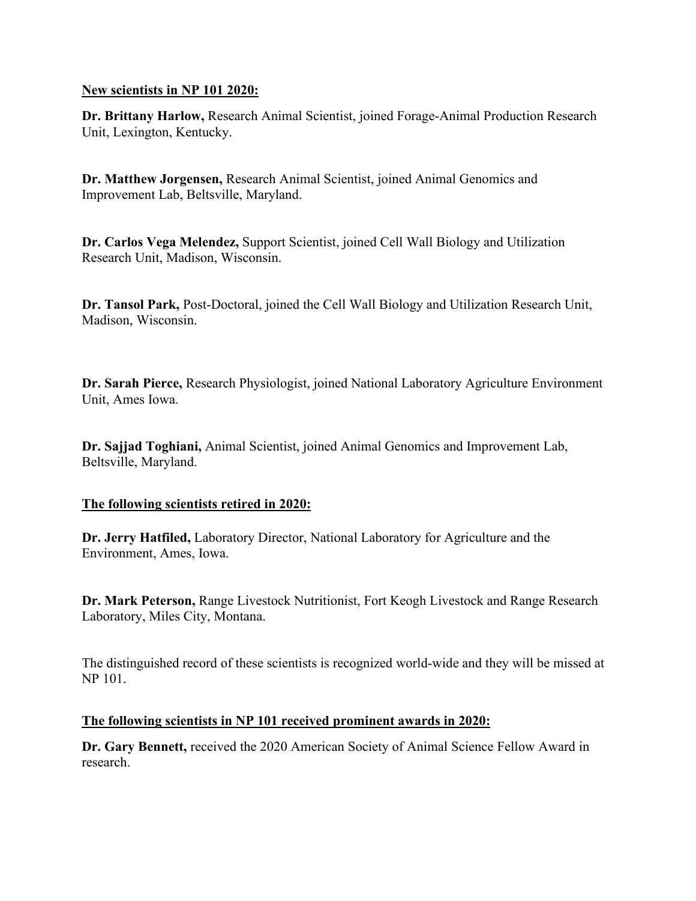**New scientists in NP 101 2020:**

**Dr. Brittany Harlow,** Research Animal Scientist, joined Forage-Animal Production Research Unit, Lexington, Kentucky.

**Dr. Matthew Jorgensen,** Research Animal Scientist, joined Animal Genomics and Improvement Lab, Beltsville, Maryland.

**Dr. Carlos Vega Melendez,** Support Scientist, joined Cell Wall Biology and Utilization Research Unit, Madison, Wisconsin.

**Dr. Tansol Park,** Post-Doctoral, joined the Cell Wall Biology and Utilization Research Unit, Madison, Wisconsin.

**Dr. Sarah Pierce,** Research Physiologist, joined National Laboratory Agriculture Environment Unit, Ames Iowa.

**Dr. Sajjad Toghiani,** Animal Scientist, joined Animal Genomics and Improvement Lab, Beltsville, Maryland.

**The following scientists retired in 2020:**

**Dr. Jerry Hatfiled,** Laboratory Director, National Laboratory for Agriculture and the Environment, Ames, Iowa.

**Dr. Mark Peterson,** Range Livestock Nutritionist, Fort Keogh Livestock and Range Research Laboratory, Miles City, Montana.

The distinguished record of these scientists is recognized world-wide and they will be missed at NP 101.

**The following scientists in NP 101 received prominent awards in 2020:**

**Dr. Gary Bennett,** received the 2020 American Society of Animal Science Fellow Award in research.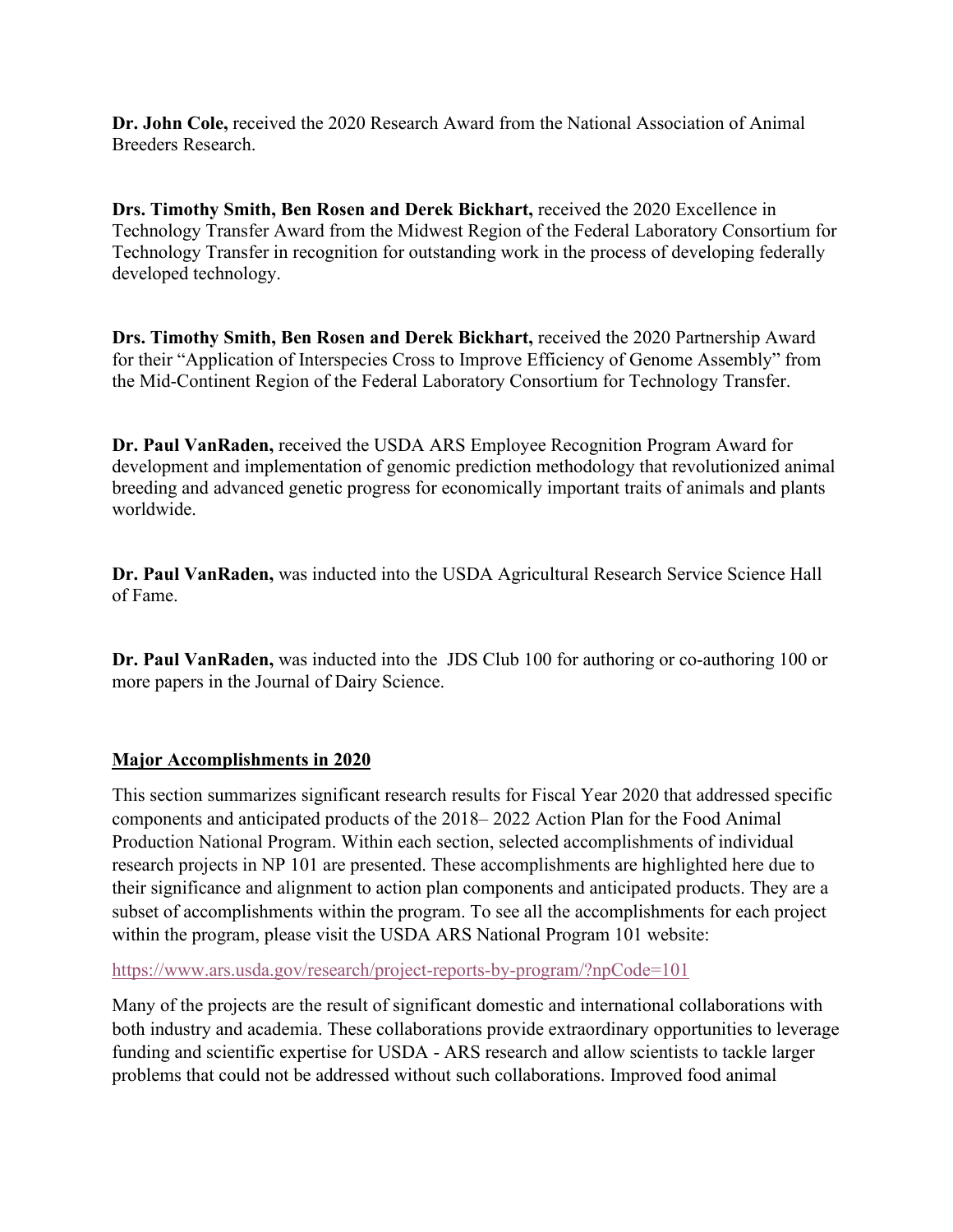**Dr. John Cole,** received the 2020 Research Award from the National Association of Animal Breeders Research.

**Drs. Timothy Smith, Ben Rosen and Derek Bickhart,** received the 2020 Excellence in Technology Transfer Award from the Midwest Region of the Federal Laboratory Consortium for Technology Transfer in recognition for outstanding work in the process of developing federally developed technology.

**Drs. Timothy Smith, Ben Rosen and Derek Bickhart,** received the 2020 Partnership Award for their "Application of Interspecies Cross to Improve Efficiency of Genome Assembly" from the Mid-Continent Region of the Federal Laboratory Consortium for Technology Transfer.

**Dr. Paul VanRaden,** received the USDA ARS Employee Recognition Program Award for development and implementation of genomic prediction methodology that revolutionized animal breeding and advanced genetic progress for economically important traits of animals and plants worldwide.

**Dr. Paul VanRaden,** was inducted into the USDA Agricultural Research Service Science Hall of Fame.

**Dr. Paul VanRaden,** was inducted into the JDS Club 100 for authoring or co-authoring 100 or more papers in the Journal of Dairy Science.

## Major Accomplishments in 2020

This section summarizes significant research results for Fiscal Year 2020 that addressed specific components and anticipated products of the 2018– 2022 Action Plan for the Food Animal Production National Program. Within each section, selected accomplishments of individual research projects in NP 101 are presented. These accomplishments are highlighted here due to their significance and alignment to action plan components and anticipated products. They are a subset of accomplishments within the program. To see all the accomplishments for each project within the program, please visit the USDA ARS National Program 101 website:

https://www.ars.usda.gov/research/project-reports-by-program/?npCode=101

Many of the projects are the result of significant domestic and international collaborations with both industry and academia. These collaborations provide extraordinary opportunities to leverage funding and scientific expertise for USDA - ARS research and allow scientists to tackle larger problems that could not be addressed without such collaborations. Improved food animal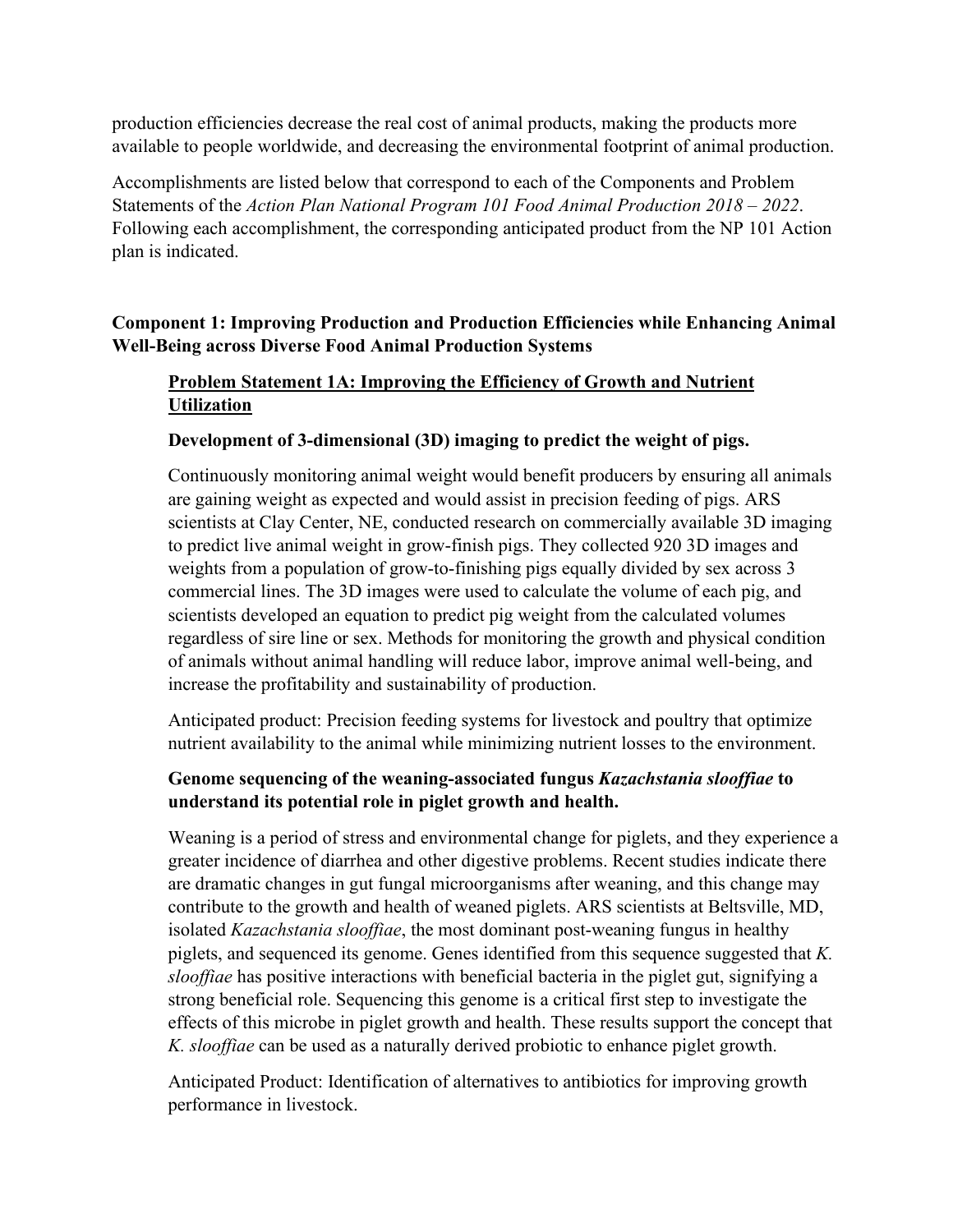production efficiencies decrease the real cost of animal products, making the products more available to people worldwide, and decreasing the environmental footprint of animal production.

Accomplishments are listed below that correspond to each of the Components and Problem Statements of the *Action Plan National Program 101 Food Animal Production 2018 – 2022*. Following each accomplishment, the corresponding anticipated product from the NP 101 Action plan is indicated.

## Component 1: Improving Production and Production Efficiencies while Enhancing Animal Well-Being across Diverse Food Animal Production Systems

### Problem Statement 1A: Improving the Efficiency of Growth and Nutrient Utilization

**Development of 3-dimensional (3D) imaging to predict the weight of pigs.**

Continuously monitoring animal weight would benefit producers by ensuring all animals are gaining weight as expected and would assist in precision feeding of pigs. ARS scientists at Clay Center, NE, conducted research on commercially available 3D imaging to predict live animal weight in grow-finish pigs. They collected 920 3D images and weights from a population of grow-to-finishing pigs equally divided by sex across 3 commercial lines. The 3D images were used to calculate the volume of each pig, and scientists developed an equation to predict pig weight from the calculated volumes regardless of sire line or sex. Methods for monitoring the growth and physical condition of animals without animal handling will reduce labor, improve animal well-being, and increase the profitability and sustainability of production.

Anticipated product: Precision feeding systems for livestock and poultry that optimize nutrient availability to the animal while minimizing nutrient losses to the environment.

**Genome sequencing of the weaning-associated fungus *Kazachstania slooffiae* to understand its potential role in piglet growth and health.**

Weaning is a period of stress and environmental change for piglets, and they experience a greater incidence of diarrhea and other digestive problems. Recent studies indicate there are dramatic changes in gut fungal microorganisms after weaning, and this change may contribute to the growth and health of weaned piglets. ARS scientists at Beltsville, MD, isolated *Kazachstania slooffiae*, the most dominant post-weaning fungus in healthy piglets, and sequenced its genome. Genes identified from this sequence suggested that *K. slooffiae* has positive interactions with beneficial bacteria in the piglet gut, signifying a strong beneficial role. Sequencing this genome is a critical first step to investigate the effects of this microbe in piglet growth and health. These results support the concept that *K. slooffiae* can be used as a naturally derived probiotic to enhance piglet growth.

Anticipated Product: Identification of alternatives to antibiotics for improving growth performance in livestock.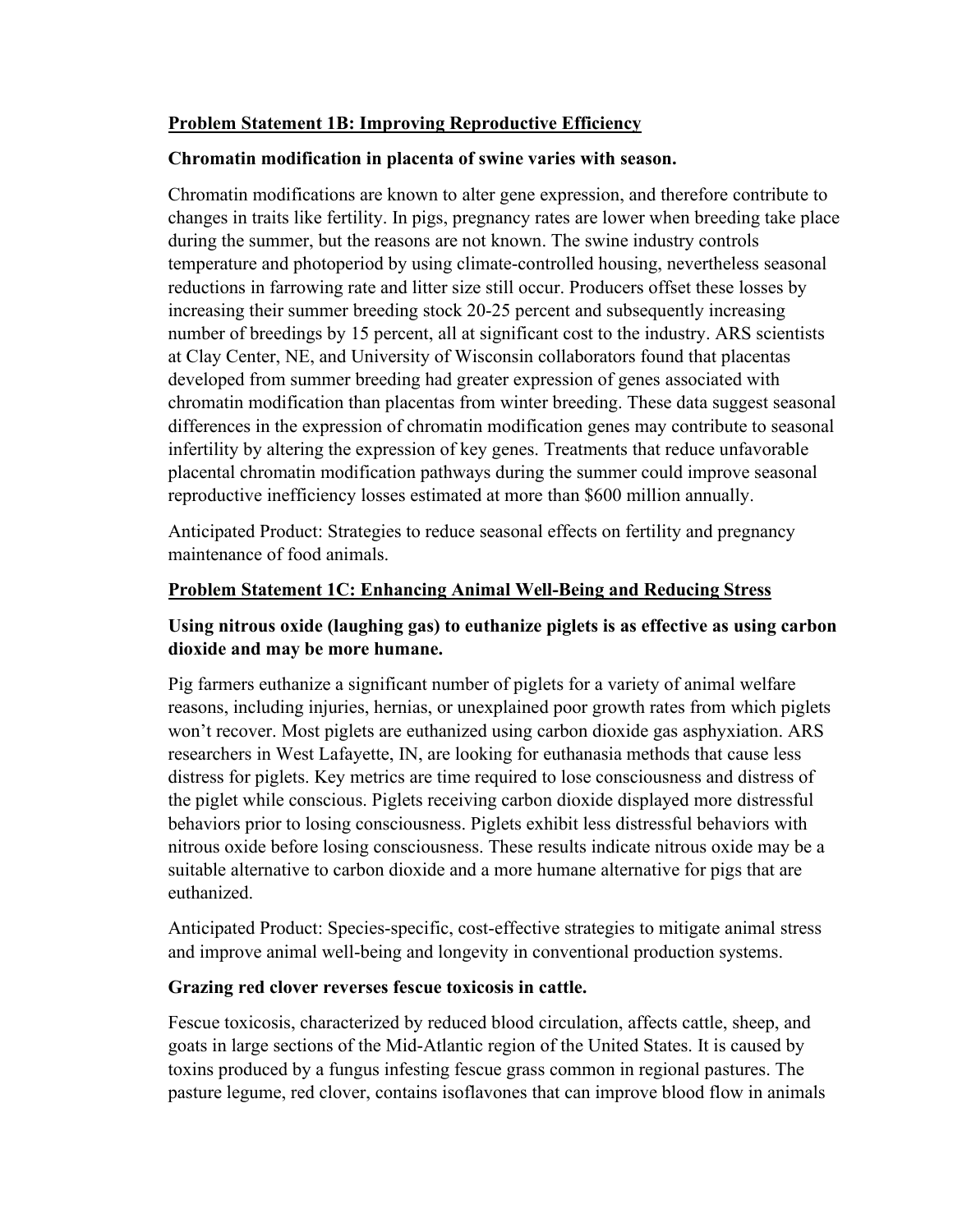## Problem Statement 1B: Improving Reproductive Efficiency

**Chromatin modification in placenta of swine varies with season.**

Chromatin modifications are known to alter gene expression, and therefore contribute to changes in traits like fertility. In pigs, pregnancy rates are lower when breeding take place during the summer, but the reasons are not known. The swine industry controls temperature and photoperiod by using climate-controlled housing, nevertheless seasonal reductions in farrowing rate and litter size still occur. Producers offset these losses by increasing their summer breeding stock 20-25 percent and subsequently increasing number of breedings by 15 percent, all at significant cost to the industry. ARS scientists at Clay Center, NE, and University of Wisconsin collaborators found that placentas developed from summer breeding had greater expression of genes associated with chromatin modification than placentas from winter breeding. These data suggest seasonal differences in the expression of chromatin modification genes may contribute to seasonal infertility by altering the expression of key genes. Treatments that reduce unfavorable placental chromatin modification pathways during the summer could improve seasonal reproductive inefficiency losses estimated at more than $600 million annually.

Anticipated Product: Strategies to reduce seasonal effects on fertility and pregnancy maintenance of food animals.

## Problem Statement 1C: Enhancing Animal Well-Being and Reducing Stress

**Using nitrous oxide (laughing gas) to euthanize piglets is as effective as using carbon dioxide and may be more humane.**

Pig farmers euthanize a significant number of piglets for a variety of animal welfare reasons, including injuries, hernias, or unexplained poor growth rates from which piglets won't recover. Most piglets are euthanized using carbon dioxide gas asphyxiation. ARS researchers in West Lafayette, IN, are looking for euthanasia methods that cause less distress for piglets. Key metrics are time required to lose consciousness and distress of the piglet while conscious. Piglets receiving carbon dioxide displayed more distressful behaviors prior to losing consciousness. Piglets exhibit less distressful behaviors with nitrous oxide before losing consciousness. These results indicate nitrous oxide may be a suitable alternative to carbon dioxide and a more humane alternative for pigs that are euthanized.

Anticipated Product: Species-specific, cost-effective strategies to mitigate animal stress and improve animal well-being and longevity in conventional production systems.

**Grazing red clover reverses fescue toxicosis in cattle.**

Fescue toxicosis, characterized by reduced blood circulation, affects cattle, sheep, and goats in large sections of the Mid-Atlantic region of the United States. It is caused by toxins produced by a fungus infesting fescue grass common in regional pastures. The pasture legume, red clover, contains isoflavones that can improve blood flow in animals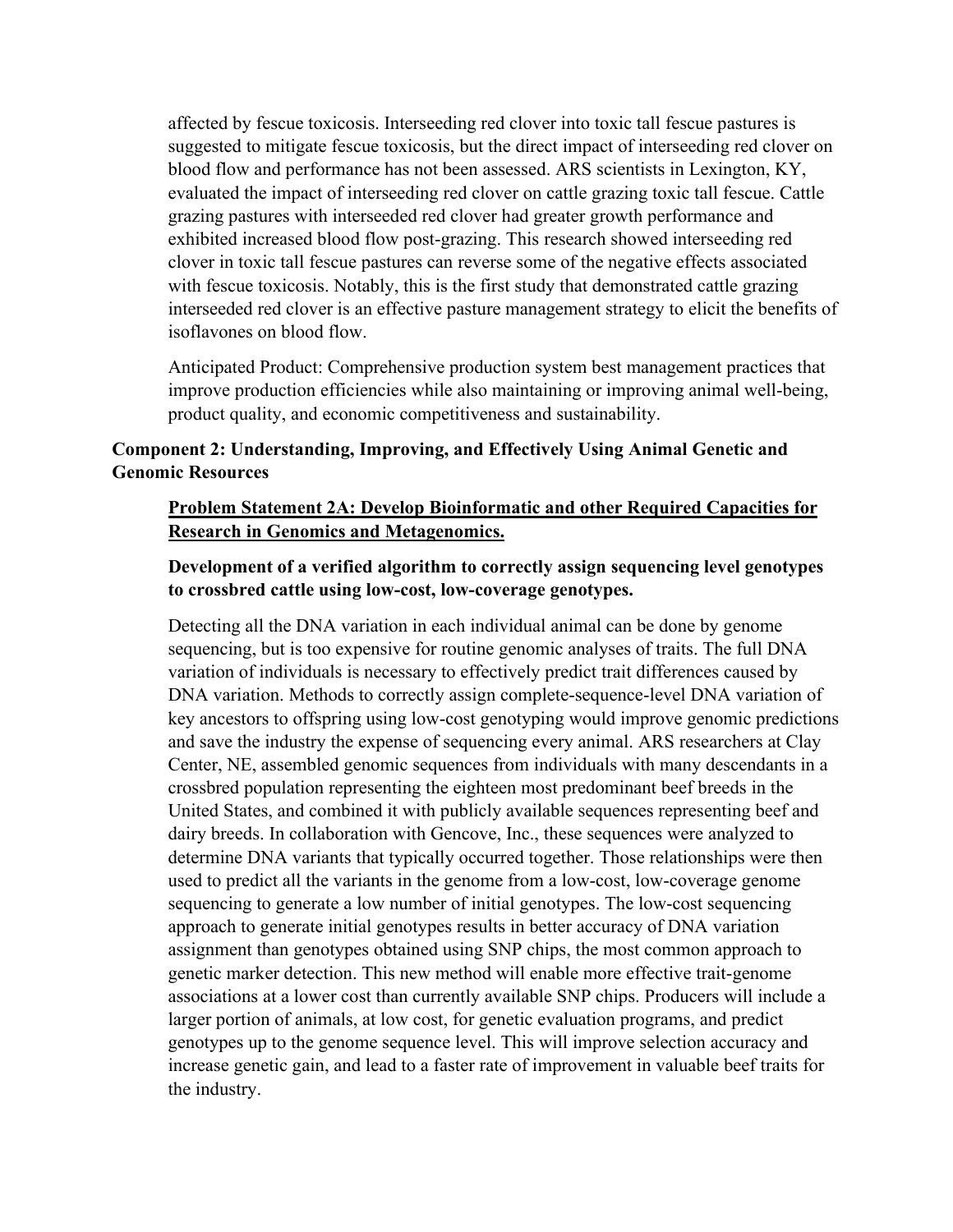affected by fescue toxicosis. Interseeding red clover into toxic tall fescue pastures is suggested to mitigate fescue toxicosis, but the direct impact of interseeding red clover on blood flow and performance has not been assessed. ARS scientists in Lexington, KY, evaluated the impact of interseeding red clover on cattle grazing toxic tall fescue. Cattle grazing pastures with interseeded red clover had greater growth performance and exhibited increased blood flow post-grazing. This research showed interseeding red clover in toxic tall fescue pastures can reverse some of the negative effects associated with fescue toxicosis. Notably, this is the first study that demonstrated cattle grazing interseeded red clover is an effective pasture management strategy to elicit the benefits of isoflavones on blood flow.

Anticipated Product: Comprehensive production system best management practices that improve production efficiencies while also maintaining or improving animal well-being, product quality, and economic competitiveness and sustainability.

## Component 2: Understanding, Improving, and Effectively Using Animal Genetic and Genomic Resources

### Problem Statement 2A: Develop Bioinformatic and other Required Capacities for Research in Genomics and Metagenomics.

**Development of a verified algorithm to correctly assign sequencing level genotypes to crossbred cattle using low-cost, low-coverage genotypes.**

Detecting all the DNA variation in each individual animal can be done by genome sequencing, but is too expensive for routine genomic analyses of traits. The full DNA variation of individuals is necessary to effectively predict trait differences caused by DNA variation. Methods to correctly assign complete-sequence-level DNA variation of key ancestors to offspring using low-cost genotyping would improve genomic predictions and save the industry the expense of sequencing every animal. ARS researchers at Clay Center, NE, assembled genomic sequences from individuals with many descendants in a crossbred population representing the eighteen most predominant beef breeds in the United States, and combined it with publicly available sequences representing beef and dairy breeds. In collaboration with Gencove, Inc., these sequences were analyzed to determine DNA variants that typically occurred together. Those relationships were then used to predict all the variants in the genome from a low-cost, low-coverage genome sequencing to generate a low number of initial genotypes. The low-cost sequencing approach to generate initial genotypes results in better accuracy of DNA variation assignment than genotypes obtained using SNP chips, the most common approach to genetic marker detection. This new method will enable more effective trait-genome associations at a lower cost than currently available SNP chips. Producers will include a larger portion of animals, at low cost, for genetic evaluation programs, and predict genotypes up to the genome sequence level. This will improve selection accuracy and increase genetic gain, and lead to a faster rate of improvement in valuable beef traits for the industry.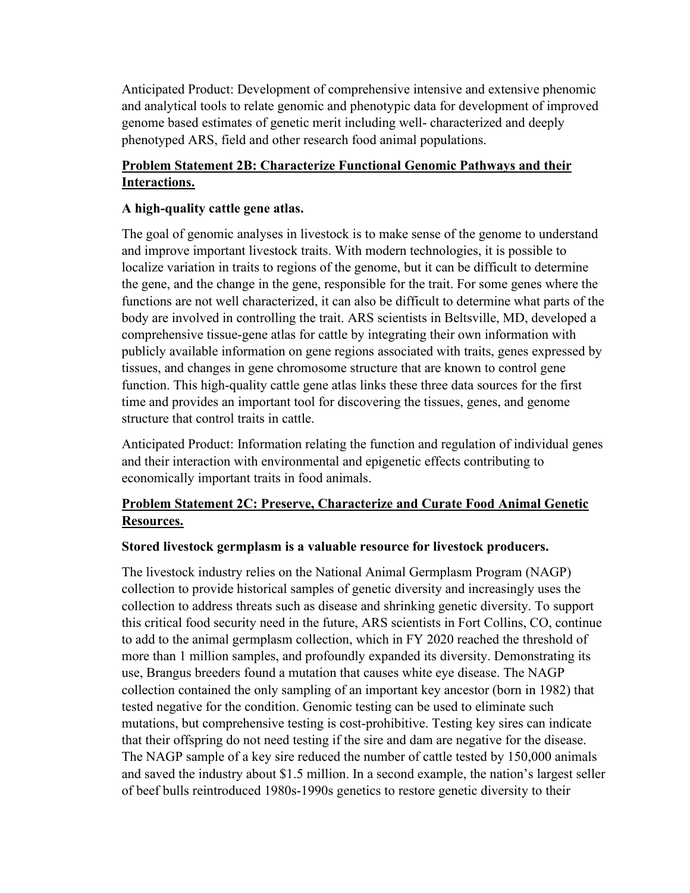Anticipated Product: Development of comprehensive intensive and extensive phenomic and analytical tools to relate genomic and phenotypic data for development of improved genome based estimates of genetic merit including well- characterized and deeply phenotyped ARS, field and other research food animal populations.

## Problem Statement 2B: Characterize Functional Genomic Pathways and their Interactions.

### A high-quality cattle gene atlas.

The goal of genomic analyses in livestock is to make sense of the genome to understand and improve important livestock traits. With modern technologies, it is possible to localize variation in traits to regions of the genome, but it can be difficult to determine the gene, and the change in the gene, responsible for the trait. For some genes where the functions are not well characterized, it can also be difficult to determine what parts of the body are involved in controlling the trait. ARS scientists in Beltsville, MD, developed a comprehensive tissue-gene atlas for cattle by integrating their own information with publicly available information on gene regions associated with traits, genes expressed by tissues, and changes in gene chromosome structure that are known to control gene function. This high-quality cattle gene atlas links these three data sources for the first time and provides an important tool for discovering the tissues, genes, and genome structure that control traits in cattle.

Anticipated Product: Information relating the function and regulation of individual genes and their interaction with environmental and epigenetic effects contributing to economically important traits in food animals.

## Problem Statement 2C: Preserve, Characterize and Curate Food Animal Genetic Resources.

### Stored livestock germplasm is a valuable resource for livestock producers.

The livestock industry relies on the National Animal Germplasm Program (NAGP) collection to provide historical samples of genetic diversity and increasingly uses the collection to address threats such as disease and shrinking genetic diversity. To support this critical food security need in the future, ARS scientists in Fort Collins, CO, continue to add to the animal germplasm collection, which in FY 2020 reached the threshold of more than 1 million samples, and profoundly expanded its diversity. Demonstrating its use, Brangus breeders found a mutation that causes white eye disease. The NAGP collection contained the only sampling of an important key ancestor (born in 1982) that tested negative for the condition. Genomic testing can be used to eliminate such mutations, but comprehensive testing is cost-prohibitive. Testing key sires can indicate that their offspring do not need testing if the sire and dam are negative for the disease. The NAGP sample of a key sire reduced the number of cattle tested by 150,000 animals and saved the industry about $1.5 million. In a second example, the nation's largest seller of beef bulls reintroduced 1980s-1990s genetics to restore genetic diversity to their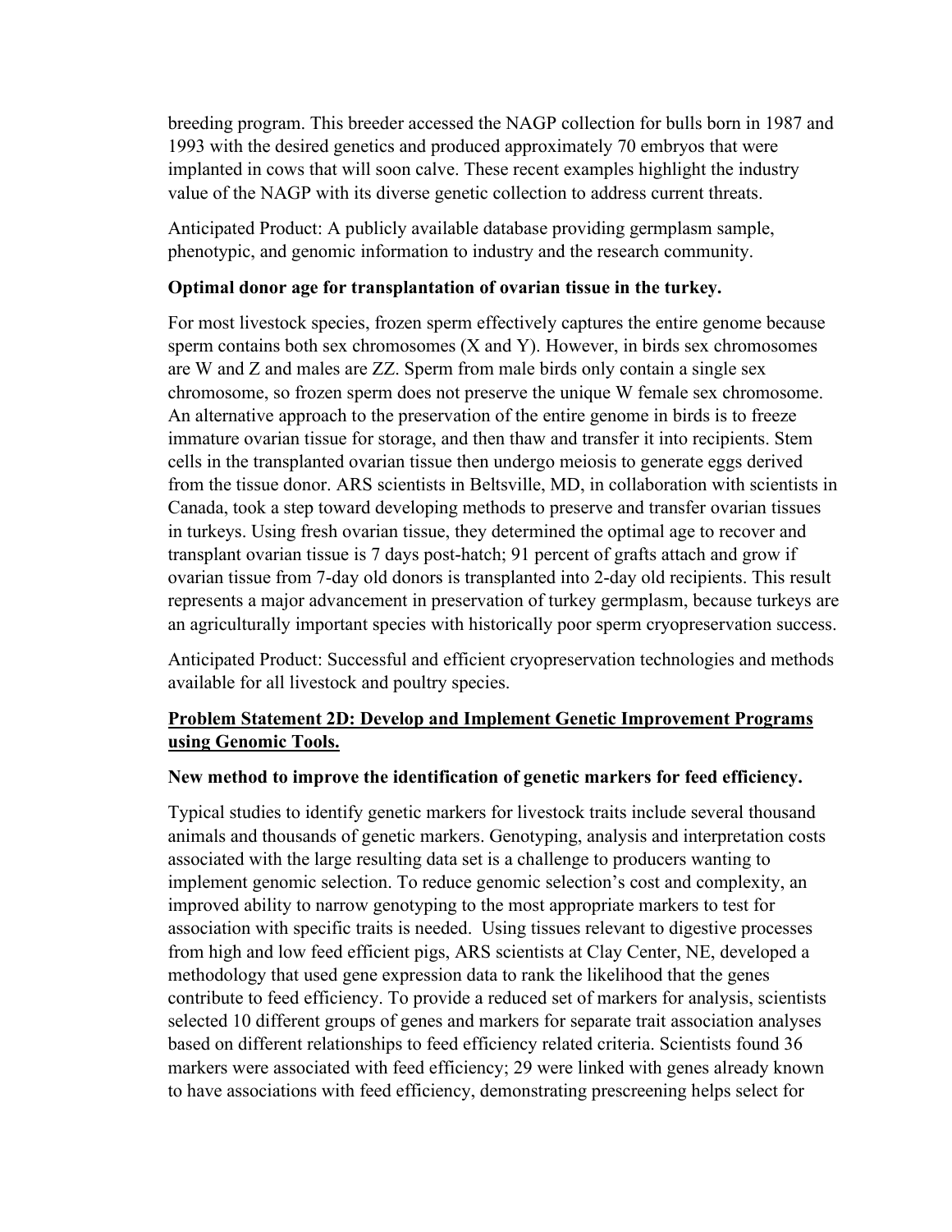breeding program. This breeder accessed the NAGP collection for bulls born in 1987 and 1993 with the desired genetics and produced approximately 70 embryos that were implanted in cows that will soon calve. These recent examples highlight the industry value of the NAGP with its diverse genetic collection to address current threats.

Anticipated Product: A publicly available database providing germplasm sample, phenotypic, and genomic information to industry and the research community.

**Optimal donor age for transplantation of ovarian tissue in the turkey.**

For most livestock species, frozen sperm effectively captures the entire genome because sperm contains both sex chromosomes (X and Y). However, in birds sex chromosomes are W and Z and males are ZZ. Sperm from male birds only contain a single sex chromosome, so frozen sperm does not preserve the unique W female sex chromosome. An alternative approach to the preservation of the entire genome in birds is to freeze immature ovarian tissue for storage, and then thaw and transfer it into recipients. Stem cells in the transplanted ovarian tissue then undergo meiosis to generate eggs derived from the tissue donor. ARS scientists in Beltsville, MD, in collaboration with scientists in Canada, took a step toward developing methods to preserve and transfer ovarian tissues in turkeys. Using fresh ovarian tissue, they determined the optimal age to recover and transplant ovarian tissue is 7 days post-hatch; 91 percent of grafts attach and grow if ovarian tissue from 7-day old donors is transplanted into 2-day old recipients. This result represents a major advancement in preservation of turkey germplasm, because turkeys are an agriculturally important species with historically poor sperm cryopreservation success.

Anticipated Product: Successful and efficient cryopreservation technologies and methods available for all livestock and poultry species.

**<u>Problem Statement 2D: Develop and Implement Genetic Improvement Programs using Genomic Tools.</u>**

**New method to improve the identification of genetic markers for feed efficiency.**

Typical studies to identify genetic markers for livestock traits include several thousand animals and thousands of genetic markers. Genotyping, analysis and interpretation costs associated with the large resulting data set is a challenge to producers wanting to implement genomic selection. To reduce genomic selection's cost and complexity, an improved ability to narrow genotyping to the most appropriate markers to test for association with specific traits is needed. Using tissues relevant to digestive processes from high and low feed efficient pigs, ARS scientists at Clay Center, NE, developed a methodology that used gene expression data to rank the likelihood that the genes contribute to feed efficiency. To provide a reduced set of markers for analysis, scientists selected 10 different groups of genes and markers for separate trait association analyses based on different relationships to feed efficiency related criteria. Scientists found 36 markers were associated with feed efficiency; 29 were linked with genes already known to have associations with feed efficiency, demonstrating prescreening helps select for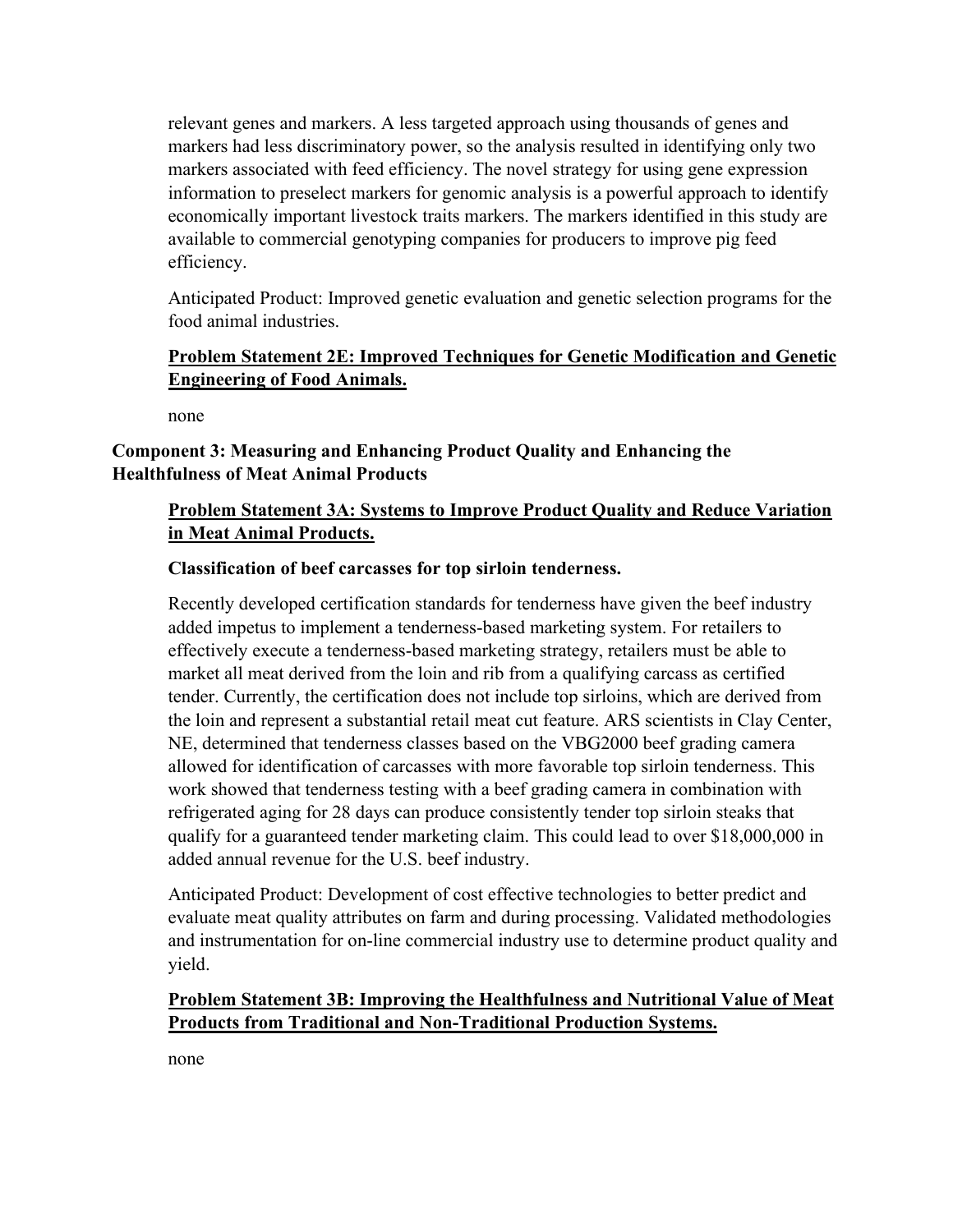relevant genes and markers. A less targeted approach using thousands of genes and markers had less discriminatory power, so the analysis resulted in identifying only two markers associated with feed efficiency. The novel strategy for using gene expression information to preselect markers for genomic analysis is a powerful approach to identify economically important livestock traits markers. The markers identified in this study are available to commercial genotyping companies for producers to improve pig feed efficiency.

Anticipated Product: Improved genetic evaluation and genetic selection programs for the food animal industries.

### Problem Statement 2E: Improved Techniques for Genetic Modification and Genetic Engineering of Food Animals.

none

## Component 3: Measuring and Enhancing Product Quality and Enhancing the Healthfulness of Meat Animal Products

### Problem Statement 3A: Systems to Improve Product Quality and Reduce Variation in Meat Animal Products.

**Classification of beef carcasses for top sirloin tenderness.**

Recently developed certification standards for tenderness have given the beef industry added impetus to implement a tenderness-based marketing system. For retailers to effectively execute a tenderness-based marketing strategy, retailers must be able to market all meat derived from the loin and rib from a qualifying carcass as certified tender. Currently, the certification does not include top sirloins, which are derived from the loin and represent a substantial retail meat cut feature. ARS scientists in Clay Center, NE, determined that tenderness classes based on the VBG2000 beef grading camera allowed for identification of carcasses with more favorable top sirloin tenderness. This work showed that tenderness testing with a beef grading camera in combination with refrigerated aging for 28 days can produce consistently tender top sirloin steaks that qualify for a guaranteed tender marketing claim. This could lead to over $18,000,000 in added annual revenue for the U.S. beef industry.

Anticipated Product: Development of cost effective technologies to better predict and evaluate meat quality attributes on farm and during processing. Validated methodologies and instrumentation for on-line commercial industry use to determine product quality and yield.

### Problem Statement 3B: Improving the Healthfulness and Nutritional Value of Meat Products from Traditional and Non-Traditional Production Systems.

none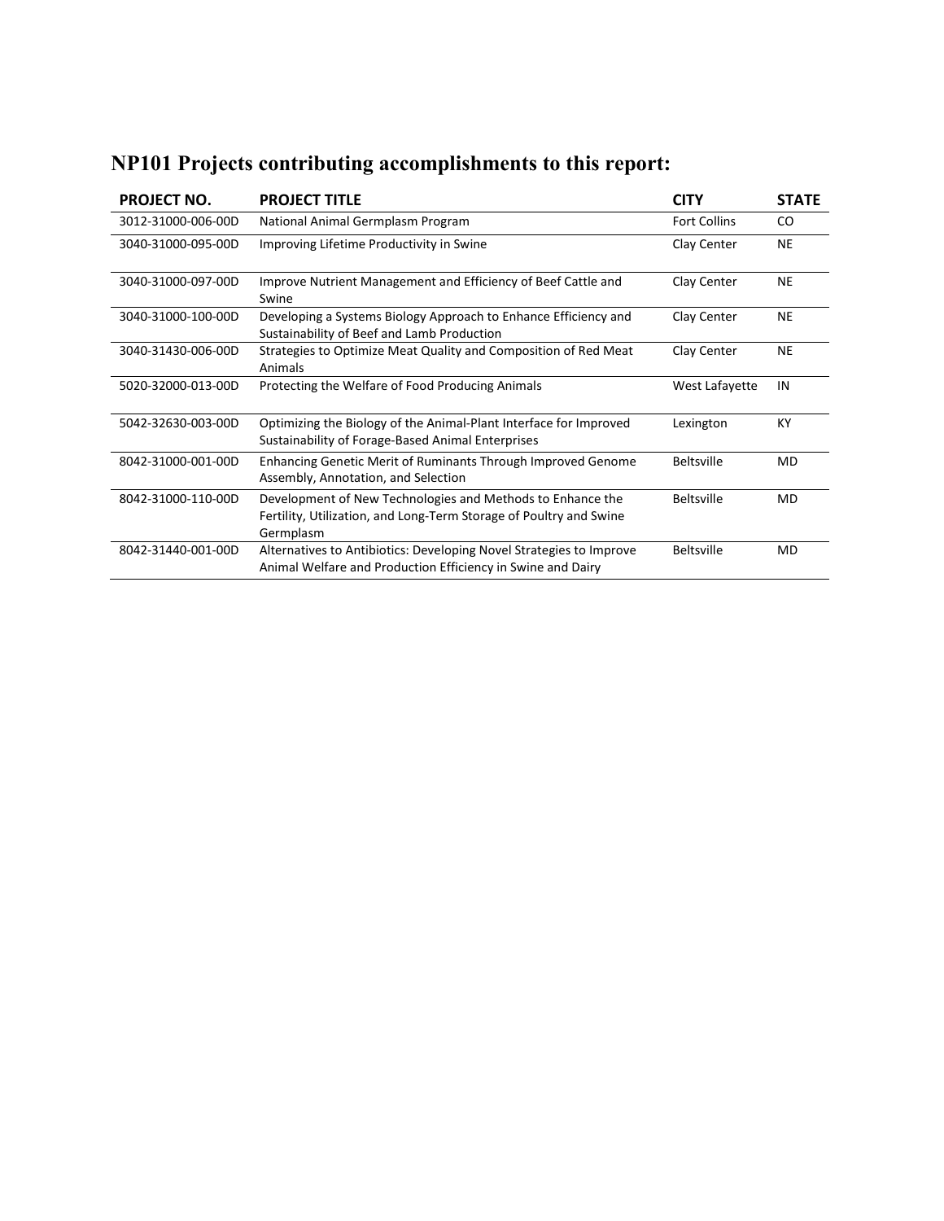# NP101 Projects contributing accomplishments to this report:

| PROJECT NO. | PROJECT TITLE | CITY | STATE |
| --- | --- | --- | --- |
| 3012-31000-006-00D | National Animal Germplasm Program | Fort Collins | CO |
| 3040-31000-095-00D | Improving Lifetime Productivity in Swine | Clay Center | NE |
| 3040-31000-097-00D | Improve Nutrient Management and Efficiency of Beef Cattle and Swine | Clay Center | NE |
| 3040-31000-100-00D | Developing a Systems Biology Approach to Enhance Efficiency and Sustainability of Beef and Lamb Production | Clay Center | NE |
| 3040-31430-006-00D | Strategies to Optimize Meat Quality and Composition of Red Meat Animals | Clay Center | NE |
| 5020-32000-013-00D | Protecting the Welfare of Food Producing Animals | West Lafayette | IN |
| 5042-32630-003-00D | Optimizing the Biology of the Animal-Plant Interface for Improved Sustainability of Forage-Based Animal Enterprises | Lexington | KY |
| 8042-31000-001-00D | Enhancing Genetic Merit of Ruminants Through Improved Genome Assembly, Annotation, and Selection | Beltsville | MD |
| 8042-31000-110-00D | Development of New Technologies and Methods to Enhance the Fertility, Utilization, and Long-Term Storage of Poultry and Swine Germplasm | Beltsville | MD |
| 8042-31440-001-00D | Alternatives to Antibiotics: Developing Novel Strategies to Improve Animal Welfare and Production Efficiency in Swine and Dairy | Beltsville | MD |